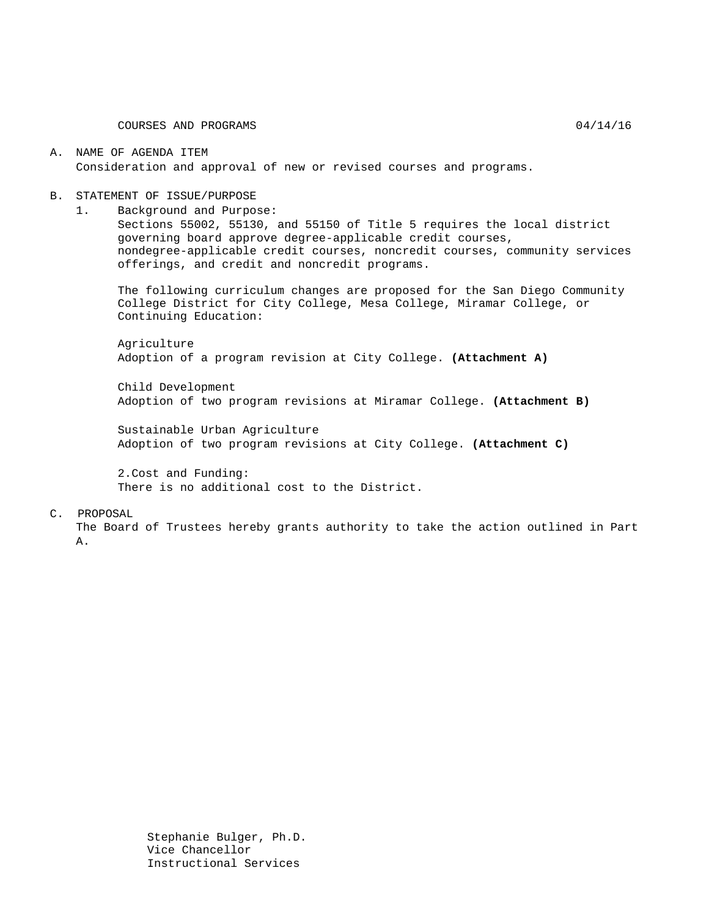COURSES AND PROGRAMS 04/14/16

A. NAME OF AGENDA ITEM

Consideration and approval of new or revised courses and programs.

B. STATEMENT OF ISSUE/PURPOSE

1. Background and Purpose:

Sections 55002, 55130, and 55150 of Title 5 requires the local district governing board approve degree-applicable credit courses, nondegree-applicable credit courses, noncredit courses, community services offerings, and credit and noncredit programs.

The following curriculum changes are proposed for the San Diego Community College District for City College, Mesa College, Miramar College, or Continuing Education:

Agriculture

Adoption of a program revision at City College. **(Attachment A)**

Child Development

Adoption of two program revisions at Miramar College. **(Attachment B)**

Sustainable Urban Agriculture

Adoption of two program revisions at City College. **(Attachment C)**

2.Cost and Funding:

There is no additional cost to the District.

C. PROPOSAL

The Board of Trustees hereby grants authority to take the action outlined in Part A.

Stephanie Bulger, Ph.D.
Vice Chancellor
Instructional Services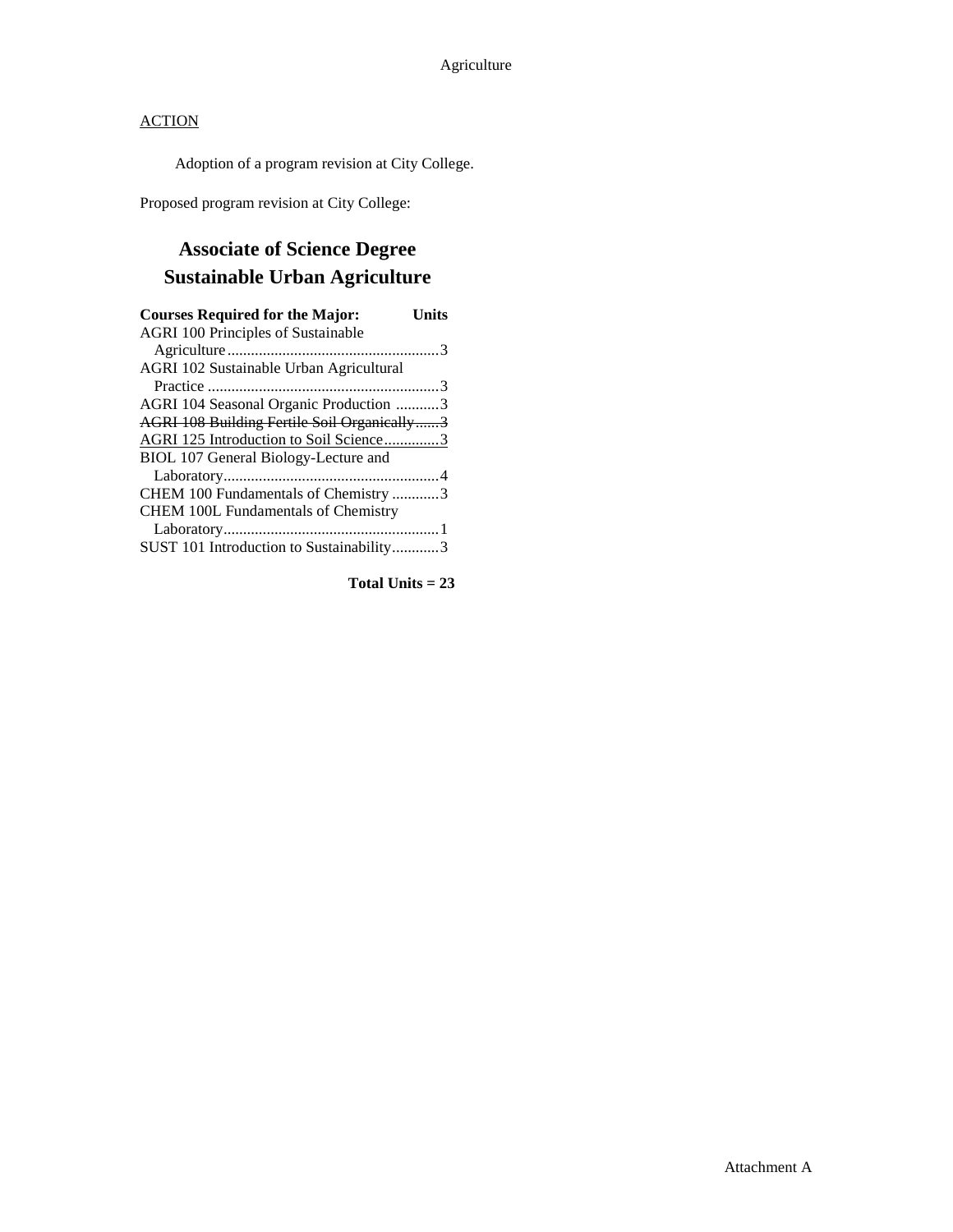<u>ACTION</u>

Adoption of a program revision at City College.

Proposed program revision at City College:

## Associate of Science Degree
## Sustainable Urban Agriculture

| Courses Required for the Major: | Units |
|---|---|
| AGRI 100 Principles of Sustainable Agriculture | 3 |
| AGRI 102 Sustainable Urban Agricultural Practice | 3 |
| AGRI 104 Seasonal Organic Production | 3 |
| ~~AGRI 108 Building Fertile Soil Organically~~ | ~~3~~ |
| <u>AGRI 125 Introduction to Soil Science</u> | <u>3</u> |
| BIOL 107 General Biology-Lecture and Laboratory | 4 |
| CHEM 100 Fundamentals of Chemistry | 3 |
| CHEM 100L Fundamentals of Chemistry Laboratory | 1 |
| SUST 101 Introduction to Sustainability | 3 |

**Total Units = 23**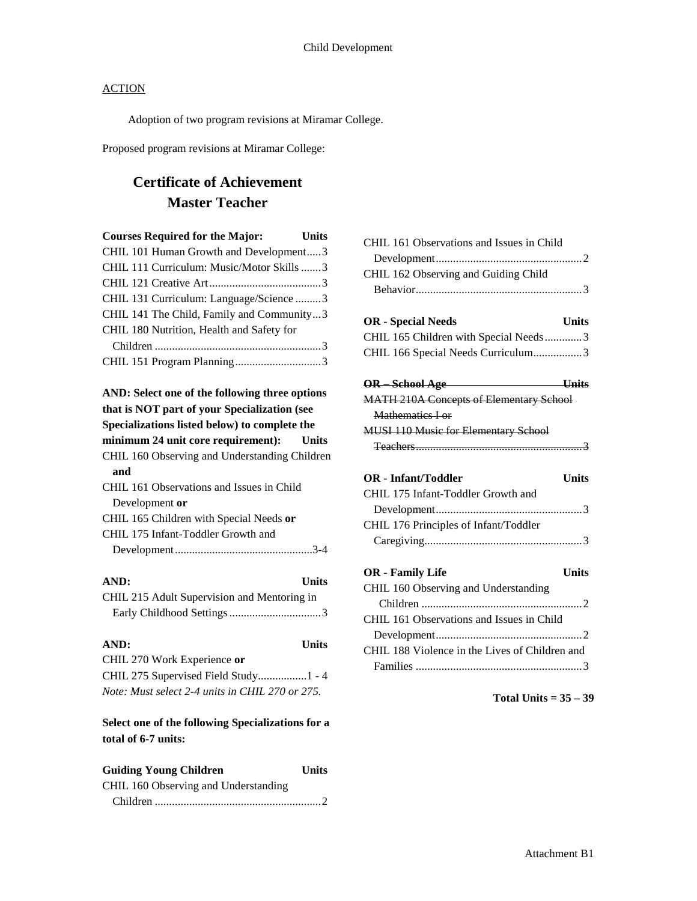Child Development

ACTION

Adoption of two program revisions at Miramar College.

Proposed program revisions at Miramar College:

# Certificate of Achievement
# Master Teacher

| **Courses Required for the Major:** | **Units** |
|---|---|
| CHIL 101 Human Growth and Development | 3 |
| CHIL 111 Curriculum: Music/Motor Skills | 3 |
| CHIL 121 Creative Art | 3 |
| CHIL 131 Curriculum: Language/Science | 3 |
| CHIL 141 The Child, Family and Community | 3 |
| CHIL 180 Nutrition, Health and Safety for Children | 3 |
| CHIL 151 Program Planning | 3 |

| **AND: Select one of the following three options that is NOT part of your Specialization (see Specializations listed below) to complete the minimum 24 unit core requirement):** | **Units** |
|---|---|
| CHIL 160 Observing and Understanding Children **and** CHIL 161 Observations and Issues in Child Development **or** CHIL 165 Children with Special Needs **or** CHIL 175 Infant-Toddler Growth and Development | 3-4 |

| **AND:** | **Units** |
|---|---|
| CHIL 215 Adult Supervision and Mentoring in Early Childhood Settings | 3 |

| **AND:** | **Units** |
|---|---|
| CHIL 270 Work Experience **or** CHIL 275 Supervised Field Study | 1 - 4 |

*Note: Must select 2-4 units in CHIL 270 or 275.*

**Select one of the following Specializations for a total of 6-7 units:**

| **Guiding Young Children** | **Units** |
|---|---|
| CHIL 160 Observing and Understanding Children | 2 |
| CHIL 161 Observations and Issues in Child Development | 2 |
| CHIL 162 Observing and Guiding Child Behavior | 3 |

| **OR - Special Needs** | **Units** |
|---|---|
| CHIL 165 Children with Special Needs | 3 |
| CHIL 166 Special Needs Curriculum | 3 |

| ~~**OR – School Age**~~ | ~~**Units**~~ |
|---|---|
| ~~MATH 210A Concepts of Elementary School Mathematics I or~~ ~~MUSI 110 Music for Elementary School Teachers~~ | ~~3~~ |

| **OR - Infant/Toddler** | **Units** |
|---|---|
| CHIL 175 Infant-Toddler Growth and Development | 3 |
| CHIL 176 Principles of Infant/Toddler Caregiving | 3 |

| **OR - Family Life** | **Units** |
|---|---|
| CHIL 160 Observing and Understanding Children | 2 |
| CHIL 161 Observations and Issues in Child Development | 2 |
| CHIL 188 Violence in the Lives of Children and Families | 3 |

**Total Units = 35 – 39**

Attachment B1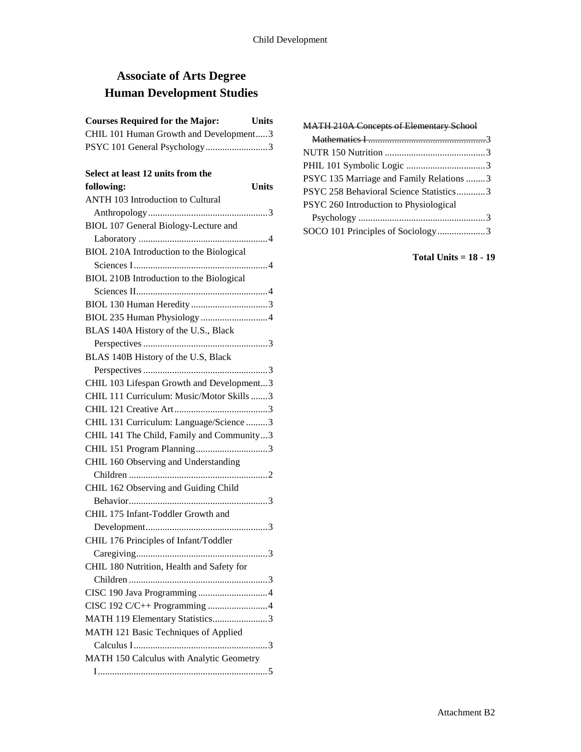# Associate of Arts Degree
# Human Development Studies

| Courses Required for the Major: | Units |
|---|---|
| CHIL 101 Human Growth and Development | 3 |
| PSYC 101 General Psychology | 3 |

| Select at least 12 units from the following: | Units |
|---|---|
| ANTH 103 Introduction to Cultural Anthropology | 3 |
| BIOL 107 General Biology-Lecture and Laboratory | 4 |
| BIOL 210A Introduction to the Biological Sciences I | 4 |
| BIOL 210B Introduction to the Biological Sciences II | 4 |
| BIOL 130 Human Heredity | 3 |
| BIOL 235 Human Physiology | 4 |
| BLAS 140A History of the U.S., Black Perspectives | 3 |
| BLAS 140B History of the U.S, Black Perspectives | 3 |
| CHIL 103 Lifespan Growth and Development | 3 |
| CHIL 111 Curriculum: Music/Motor Skills | 3 |
| CHIL 121 Creative Art | 3 |
| CHIL 131 Curriculum: Language/Science | 3 |
| CHIL 141 The Child, Family and Community | 3 |
| CHIL 151 Program Planning | 3 |
| CHIL 160 Observing and Understanding Children | 2 |
| CHIL 162 Observing and Guiding Child Behavior | 3 |
| CHIL 175 Infant-Toddler Growth and Development | 3 |
| CHIL 176 Principles of Infant/Toddler Caregiving | 3 |
| CHIL 180 Nutrition, Health and Safety for Children | 3 |
| CISC 190 Java Programming | 4 |
| CISC 192 C/C++ Programming | 4 |
| MATH 119 Elementary Statistics | 3 |
| MATH 121 Basic Techniques of Applied Calculus I | 3 |
| MATH 150 Calculus with Analytic Geometry I | 5 |
| ~~MATH 210A Concepts of Elementary School Mathematics I~~ | ~~3~~ |
| NUTR 150 Nutrition | 3 |
| PHIL 101 Symbolic Logic | 3 |
| PSYC 135 Marriage and Family Relations | 3 |
| PSYC 258 Behavioral Science Statistics | 3 |
| PSYC 260 Introduction to Physiological Psychology | 3 |
| SOCO 101 Principles of Sociology | 3 |

**Total Units = 18 - 19**

Attachment B2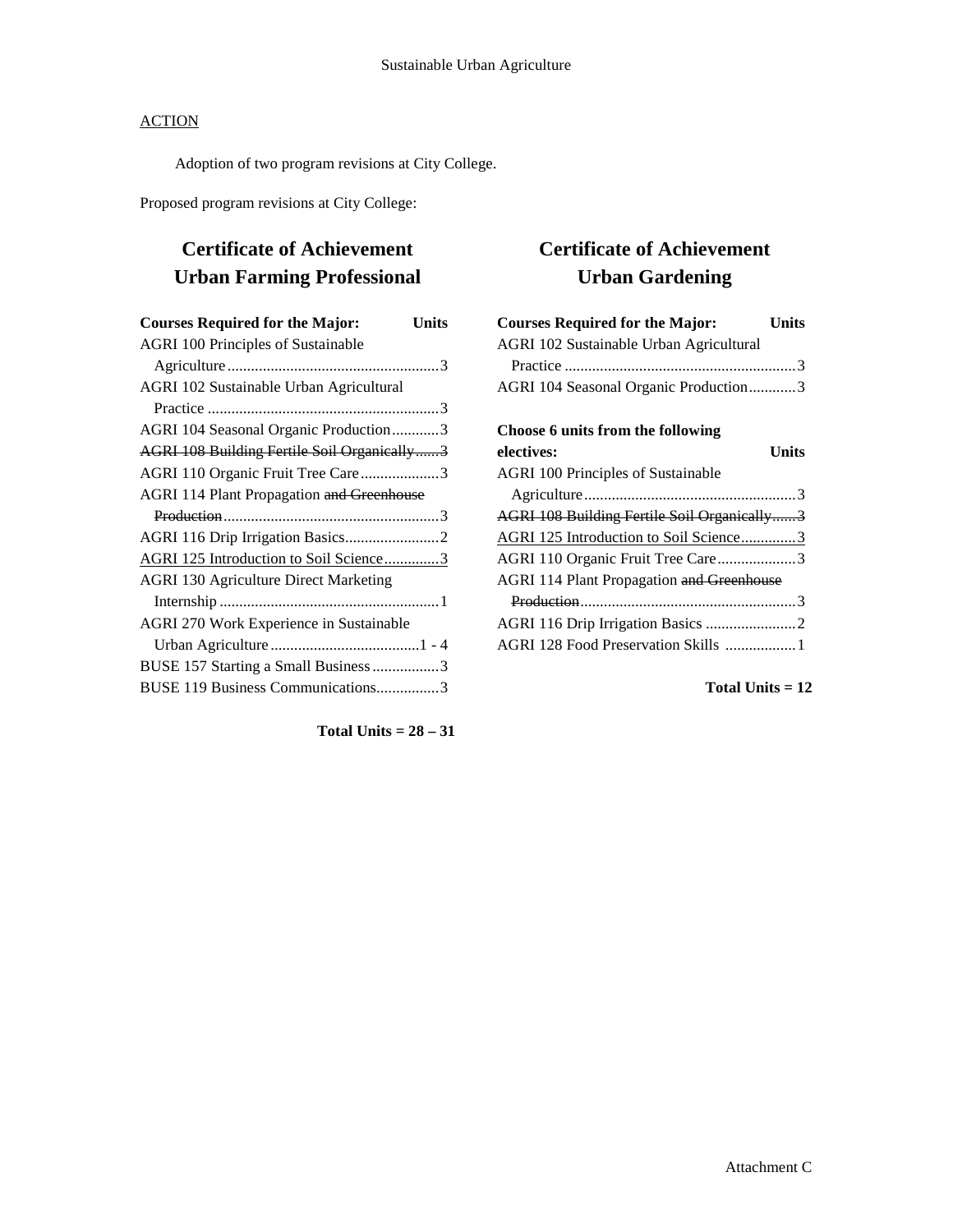Sustainable Urban Agriculture

ACTION

Adoption of two program revisions at City College.

Proposed program revisions at City College:

## Certificate of Achievement
## Urban Farming Professional

| **Courses Required for the Major:** | **Units** |
|---|---|
| AGRI 100 Principles of Sustainable Agriculture | 3 |
| AGRI 102 Sustainable Urban Agricultural Practice | 3 |
| AGRI 104 Seasonal Organic Production | 3 |
| ~~AGRI 108 Building Fertile Soil Organically~~ | ~~3~~ |
| AGRI 110 Organic Fruit Tree Care | 3 |
| AGRI 114 Plant Propagation ~~and Greenhouse Production~~ | 3 |
| AGRI 116 Drip Irrigation Basics | 2 |
| <u>AGRI 125 Introduction to Soil Science</u> | <u>3</u> |
| AGRI 130 Agriculture Direct Marketing Internship | 1 |
| AGRI 270 Work Experience in Sustainable Urban Agriculture | 1 - 4 |
| BUSE 157 Starting a Small Business | 3 |
| BUSE 119 Business Communications | 3 |

**Total Units = 28 – 31**

## Certificate of Achievement
## Urban Gardening

| **Courses Required for the Major:** | **Units** |
|---|---|
| AGRI 102 Sustainable Urban Agricultural Practice | 3 |
| AGRI 104 Seasonal Organic Production | 3 |

| **Choose 6 units from the following electives:** | **Units** |
|---|---|
| AGRI 100 Principles of Sustainable Agriculture | 3 |
| ~~AGRI 108 Building Fertile Soil Organically~~ | ~~3~~ |
| <u>AGRI 125 Introduction to Soil Science</u> | <u>3</u> |
| AGRI 110 Organic Fruit Tree Care | 3 |
| AGRI 114 Plant Propagation ~~and Greenhouse Production~~ | 3 |
| AGRI 116 Drip Irrigation Basics | 2 |
| AGRI 128 Food Preservation Skills | 1 |

**Total Units = 12**

Attachment C